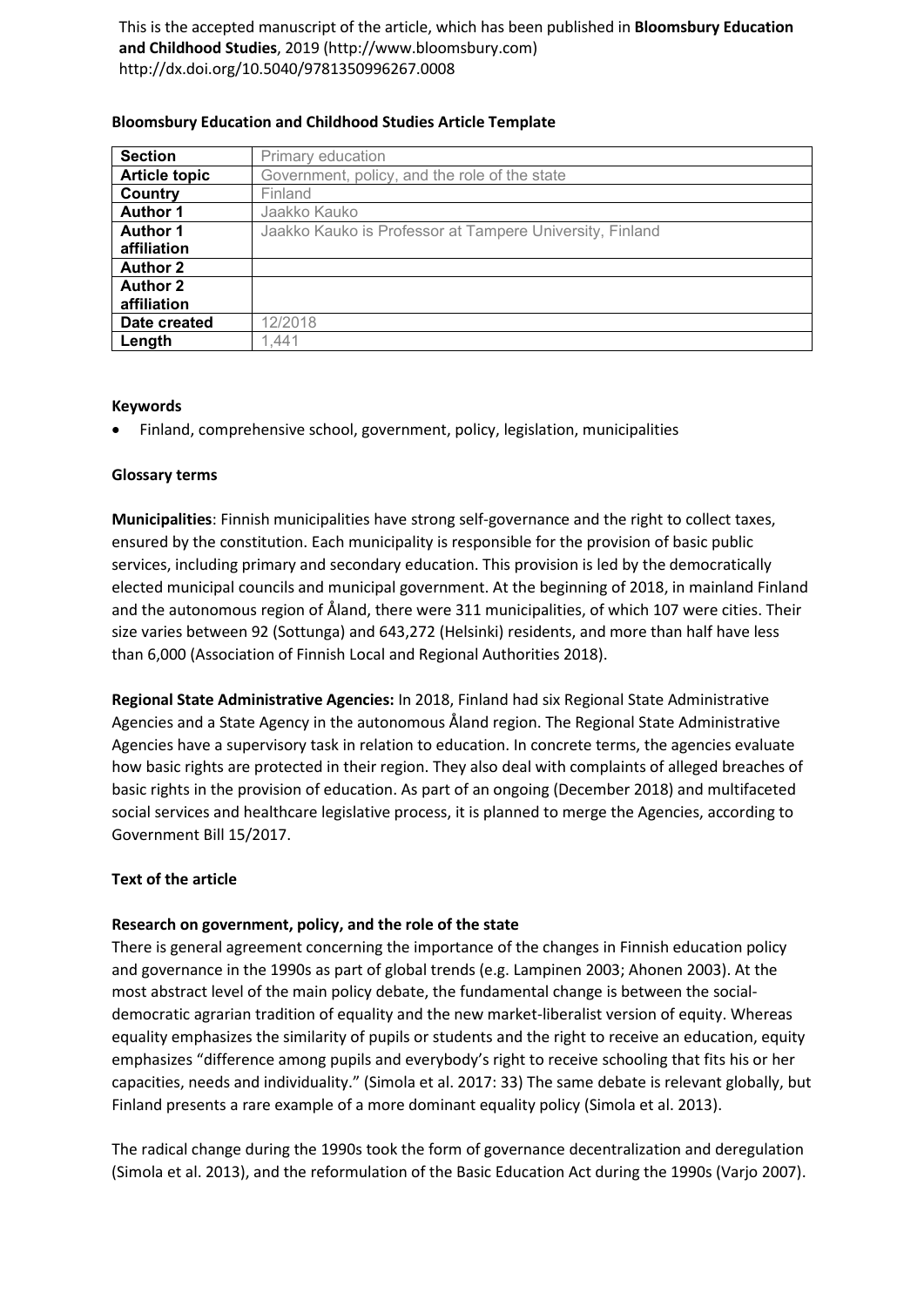This is the accepted manuscript of the article, which has been published in **Bloomsbury Education and Childhood Studies**, 2019 (http://www.bloomsbury.com)
http://dx.doi.org/10.5040/9781350996267.0008

**Bloomsbury Education and Childhood Studies Article Template**

| **Section** | Primary education |
|---|---|
| **Article topic** | Government, policy, and the role of the state |
| **Country** | Finland |
| **Author 1** | Jaakko Kauko |
| **Author 1 affiliation** | Jaakko Kauko is Professor at Tampere University, Finland |
| **Author 2** | |
| **Author 2 affiliation** | |
| **Date created** | 12/2018 |
| **Length** | 1,441 |

**Keywords**

- Finland, comprehensive school, government, policy, legislation, municipalities

**Glossary terms**

**Municipalities**: Finnish municipalities have strong self-governance and the right to collect taxes, ensured by the constitution. Each municipality is responsible for the provision of basic public services, including primary and secondary education. This provision is led by the democratically elected municipal councils and municipal government. At the beginning of 2018, in mainland Finland and the autonomous region of Åland, there were 311 municipalities, of which 107 were cities. Their size varies between 92 (Sottunga) and 643,272 (Helsinki) residents, and more than half have less than 6,000 (Association of Finnish Local and Regional Authorities 2018).

**Regional State Administrative Agencies:** In 2018, Finland had six Regional State Administrative Agencies and a State Agency in the autonomous Åland region. The Regional State Administrative Agencies have a supervisory task in relation to education. In concrete terms, the agencies evaluate how basic rights are protected in their region. They also deal with complaints of alleged breaches of basic rights in the provision of education. As part of an ongoing (December 2018) and multifaceted social services and healthcare legislative process, it is planned to merge the Agencies, according to Government Bill 15/2017.

**Text of the article**

**Research on government, policy, and the role of the state**

There is general agreement concerning the importance of the changes in Finnish education policy and governance in the 1990s as part of global trends (e.g. Lampinen 2003; Ahonen 2003). At the most abstract level of the main policy debate, the fundamental change is between the social-democratic agrarian tradition of equality and the new market-liberalist version of equity. Whereas equality emphasizes the similarity of pupils or students and the right to receive an education, equity emphasizes "difference among pupils and everybody's right to receive schooling that fits his or her capacities, needs and individuality." (Simola et al. 2017: 33) The same debate is relevant globally, but Finland presents a rare example of a more dominant equality policy (Simola et al. 2013).

The radical change during the 1990s took the form of governance decentralization and deregulation (Simola et al. 2013), and the reformulation of the Basic Education Act during the 1990s (Varjo 2007).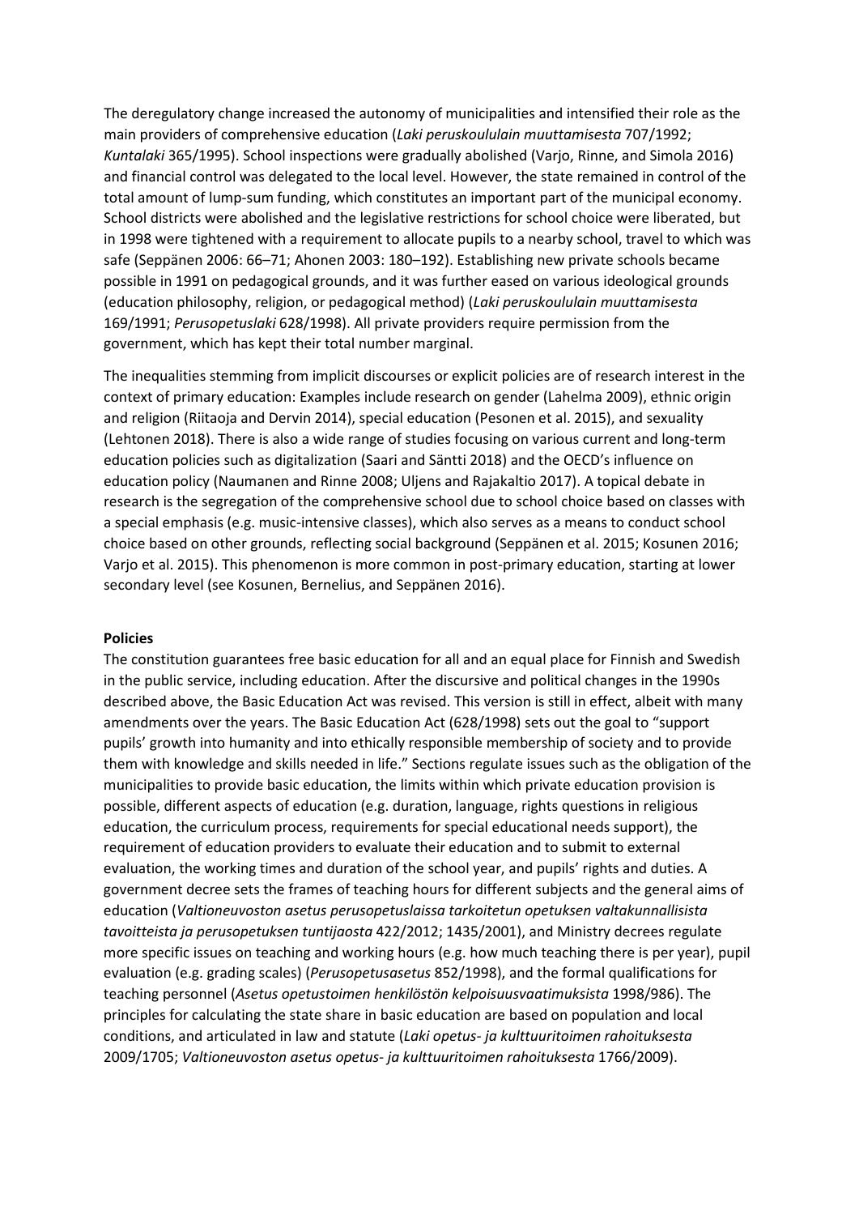The deregulatory change increased the autonomy of municipalities and intensified their role as the main providers of comprehensive education (*Laki peruskoululain muuttamisesta* 707/1992; *Kuntalaki* 365/1995). School inspections were gradually abolished (Varjo, Rinne, and Simola 2016) and financial control was delegated to the local level. However, the state remained in control of the total amount of lump-sum funding, which constitutes an important part of the municipal economy. School districts were abolished and the legislative restrictions for school choice were liberated, but in 1998 were tightened with a requirement to allocate pupils to a nearby school, travel to which was safe (Seppänen 2006: 66–71; Ahonen 2003: 180–192). Establishing new private schools became possible in 1991 on pedagogical grounds, and it was further eased on various ideological grounds (education philosophy, religion, or pedagogical method) (*Laki peruskoululain muuttamisesta* 169/1991; *Perusopetuslaki* 628/1998). All private providers require permission from the government, which has kept their total number marginal.

The inequalities stemming from implicit discourses or explicit policies are of research interest in the context of primary education: Examples include research on gender (Lahelma 2009), ethnic origin and religion (Riitaoja and Dervin 2014), special education (Pesonen et al. 2015), and sexuality (Lehtonen 2018). There is also a wide range of studies focusing on various current and long-term education policies such as digitalization (Saari and Säntti 2018) and the OECD's influence on education policy (Naumanen and Rinne 2008; Uljens and Rajakaltio 2017). A topical debate in research is the segregation of the comprehensive school due to school choice based on classes with a special emphasis (e.g. music-intensive classes), which also serves as a means to conduct school choice based on other grounds, reflecting social background (Seppänen et al. 2015; Kosunen 2016; Varjo et al. 2015). This phenomenon is more common in post-primary education, starting at lower secondary level (see Kosunen, Bernelius, and Seppänen 2016).

**Policies**

The constitution guarantees free basic education for all and an equal place for Finnish and Swedish in the public service, including education. After the discursive and political changes in the 1990s described above, the Basic Education Act was revised. This version is still in effect, albeit with many amendments over the years. The Basic Education Act (628/1998) sets out the goal to "support pupils' growth into humanity and into ethically responsible membership of society and to provide them with knowledge and skills needed in life." Sections regulate issues such as the obligation of the municipalities to provide basic education, the limits within which private education provision is possible, different aspects of education (e.g. duration, language, rights questions in religious education, the curriculum process, requirements for special educational needs support), the requirement of education providers to evaluate their education and to submit to external evaluation, the working times and duration of the school year, and pupils' rights and duties. A government decree sets the frames of teaching hours for different subjects and the general aims of education (*Valtioneuvoston asetus perusopetuslaissa tarkoitetun opetuksen valtakunnallisista tavoitteista ja perusopetuksen tuntijaosta* 422/2012; 1435/2001), and Ministry decrees regulate more specific issues on teaching and working hours (e.g. how much teaching there is per year), pupil evaluation (e.g. grading scales) (*Perusopetusasetus* 852/1998), and the formal qualifications for teaching personnel (*Asetus opetustoimen henkilöstön kelpoisuusvaatimuksista* 1998/986). The principles for calculating the state share in basic education are based on population and local conditions, and articulated in law and statute (*Laki opetus- ja kulttuuritoimen rahoituksesta* 2009/1705; *Valtioneuvoston asetus opetus- ja kulttuuritoimen rahoituksesta* 1766/2009).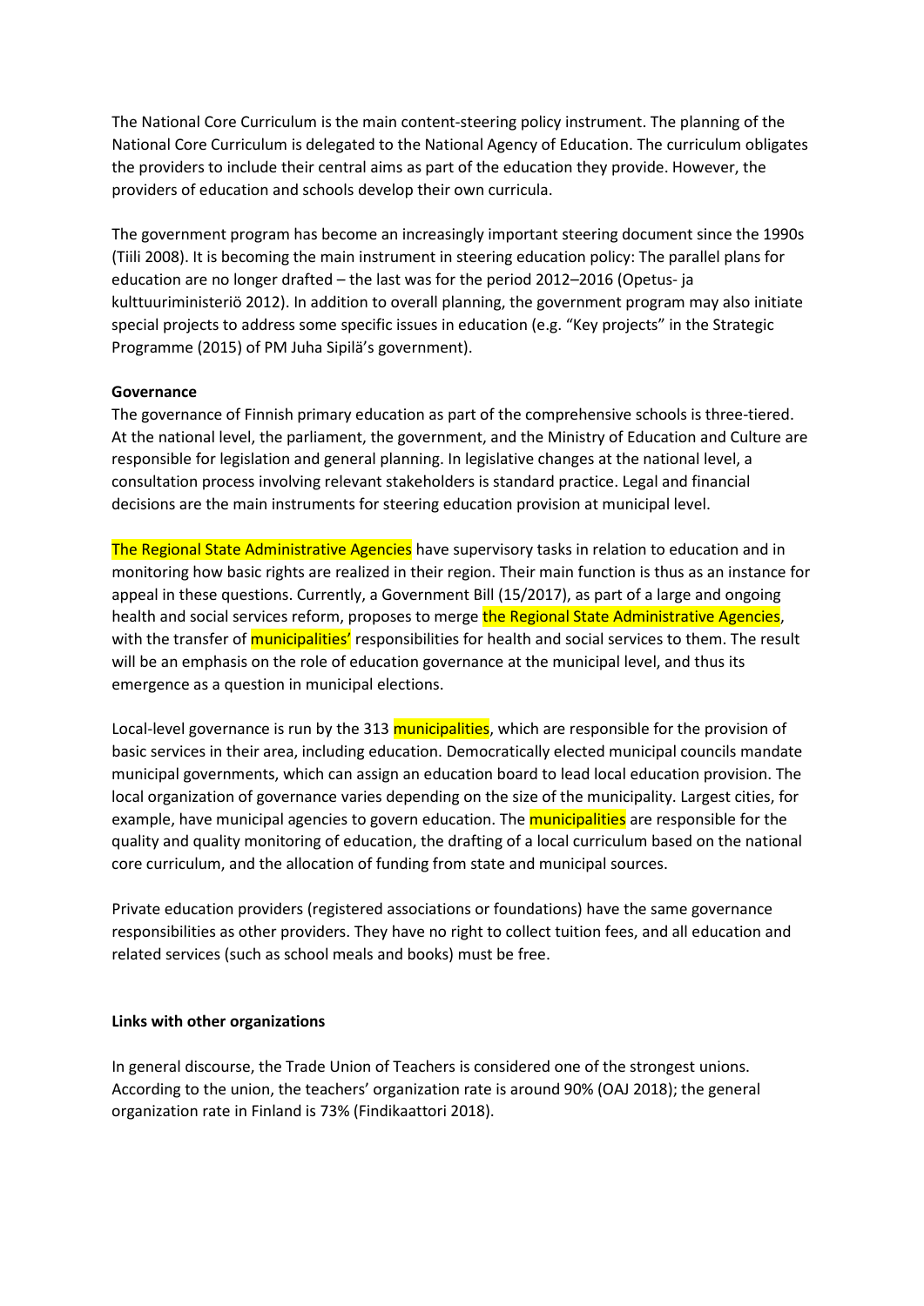The National Core Curriculum is the main content-steering policy instrument. The planning of the National Core Curriculum is delegated to the National Agency of Education. The curriculum obligates the providers to include their central aims as part of the education they provide. However, the providers of education and schools develop their own curricula.

The government program has become an increasingly important steering document since the 1990s (Tiili 2008). It is becoming the main instrument in steering education policy: The parallel plans for education are no longer drafted – the last was for the period 2012–2016 (Opetus- ja kulttuuriministeriö 2012). In addition to overall planning, the government program may also initiate special projects to address some specific issues in education (e.g. "Key projects" in the Strategic Programme (2015) of PM Juha Sipilä's government).

**Governance**

The governance of Finnish primary education as part of the comprehensive schools is three-tiered. At the national level, the parliament, the government, and the Ministry of Education and Culture are responsible for legislation and general planning. In legislative changes at the national level, a consultation process involving relevant stakeholders is standard practice. Legal and financial decisions are the main instruments for steering education provision at municipal level.

The Regional State Administrative Agencies have supervisory tasks in relation to education and in monitoring how basic rights are realized in their region. Their main function is thus as an instance for appeal in these questions. Currently, a Government Bill (15/2017), as part of a large and ongoing health and social services reform, proposes to merge the Regional State Administrative Agencies, with the transfer of municipalities' responsibilities for health and social services to them. The result will be an emphasis on the role of education governance at the municipal level, and thus its emergence as a question in municipal elections.

Local-level governance is run by the 313 municipalities, which are responsible for the provision of basic services in their area, including education. Democratically elected municipal councils mandate municipal governments, which can assign an education board to lead local education provision. The local organization of governance varies depending on the size of the municipality. Largest cities, for example, have municipal agencies to govern education. The municipalities are responsible for the quality and quality monitoring of education, the drafting of a local curriculum based on the national core curriculum, and the allocation of funding from state and municipal sources.

Private education providers (registered associations or foundations) have the same governance responsibilities as other providers. They have no right to collect tuition fees, and all education and related services (such as school meals and books) must be free.

**Links with other organizations**

In general discourse, the Trade Union of Teachers is considered one of the strongest unions. According to the union, the teachers' organization rate is around 90% (OAJ 2018); the general organization rate in Finland is 73% (Findikaattori 2018).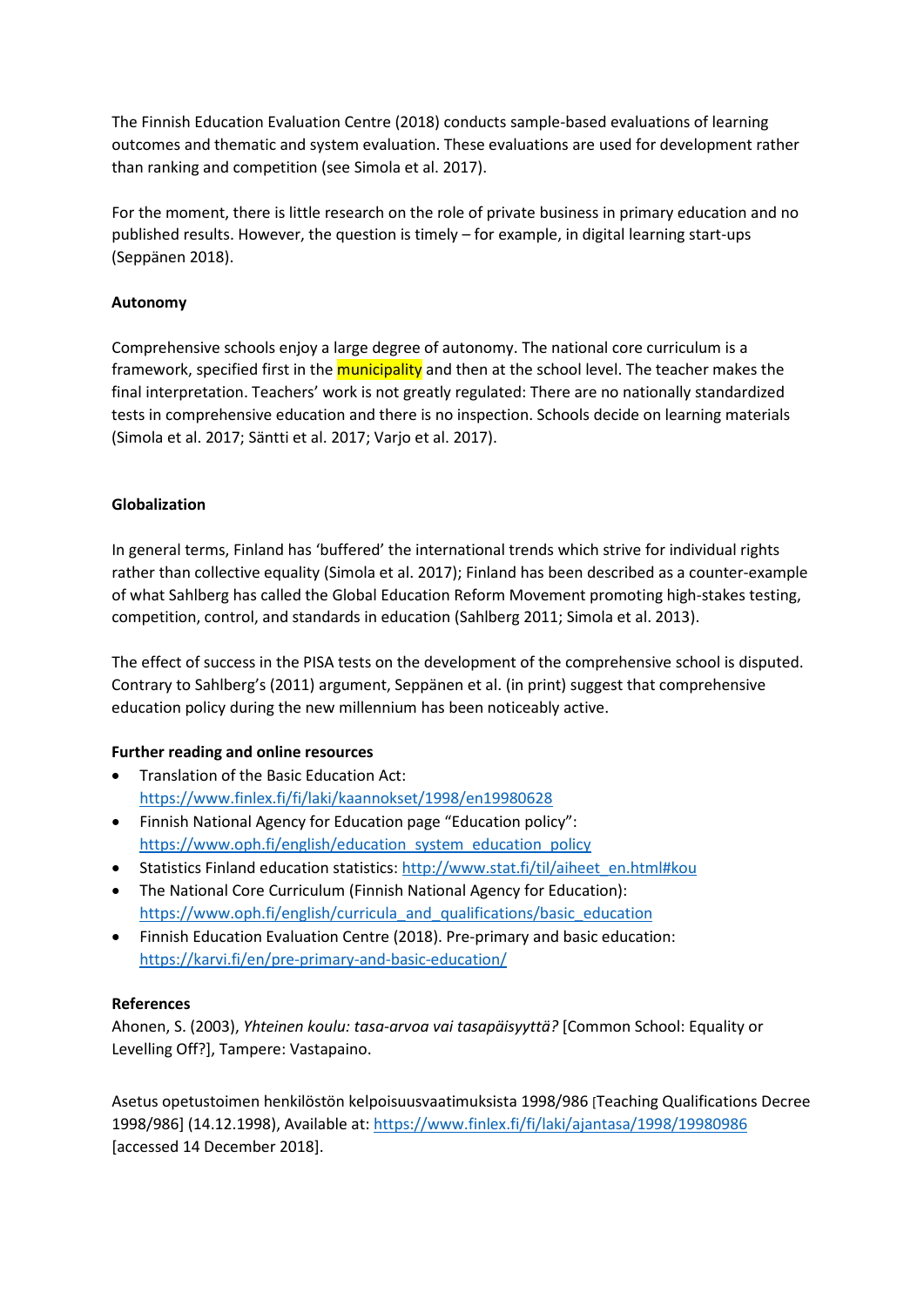The Finnish Education Evaluation Centre (2018) conducts sample-based evaluations of learning outcomes and thematic and system evaluation. These evaluations are used for development rather than ranking and competition (see Simola et al. 2017).

For the moment, there is little research on the role of private business in primary education and no published results. However, the question is timely – for example, in digital learning start-ups (Seppänen 2018).

**Autonomy**

Comprehensive schools enjoy a large degree of autonomy. The national core curriculum is a framework, specified first in the municipality and then at the school level. The teacher makes the final interpretation. Teachers' work is not greatly regulated: There are no nationally standardized tests in comprehensive education and there is no inspection. Schools decide on learning materials (Simola et al. 2017; Säntti et al. 2017; Varjo et al. 2017).

**Globalization**

In general terms, Finland has 'buffered' the international trends which strive for individual rights rather than collective equality (Simola et al. 2017); Finland has been described as a counter-example of what Sahlberg has called the Global Education Reform Movement promoting high-stakes testing, competition, control, and standards in education (Sahlberg 2011; Simola et al. 2013).

The effect of success in the PISA tests on the development of the comprehensive school is disputed. Contrary to Sahlberg's (2011) argument, Seppänen et al. (in print) suggest that comprehensive education policy during the new millennium has been noticeably active.

**Further reading and online resources**

- Translation of the Basic Education Act: https://www.finlex.fi/fi/laki/kaannokset/1998/en19980628
- Finnish National Agency for Education page "Education policy": https://www.oph.fi/english/education_system_education_policy
- Statistics Finland education statistics: http://www.stat.fi/til/aiheet_en.html#kou
- The National Core Curriculum (Finnish National Agency for Education): https://www.oph.fi/english/curricula_and_qualifications/basic_education
- Finnish Education Evaluation Centre (2018). Pre-primary and basic education: https://karvi.fi/en/pre-primary-and-basic-education/

**References**

Ahonen, S. (2003), *Yhteinen koulu: tasa-arvoa vai tasapäisyyttä?* [Common School: Equality or Levelling Off?], Tampere: Vastapaino.

Asetus opetustoimen henkilöstön kelpoisuusvaatimuksista 1998/986 [Teaching Qualifications Decree 1998/986] (14.12.1998), Available at: https://www.finlex.fi/fi/laki/ajantasa/1998/19980986 [accessed 14 December 2018].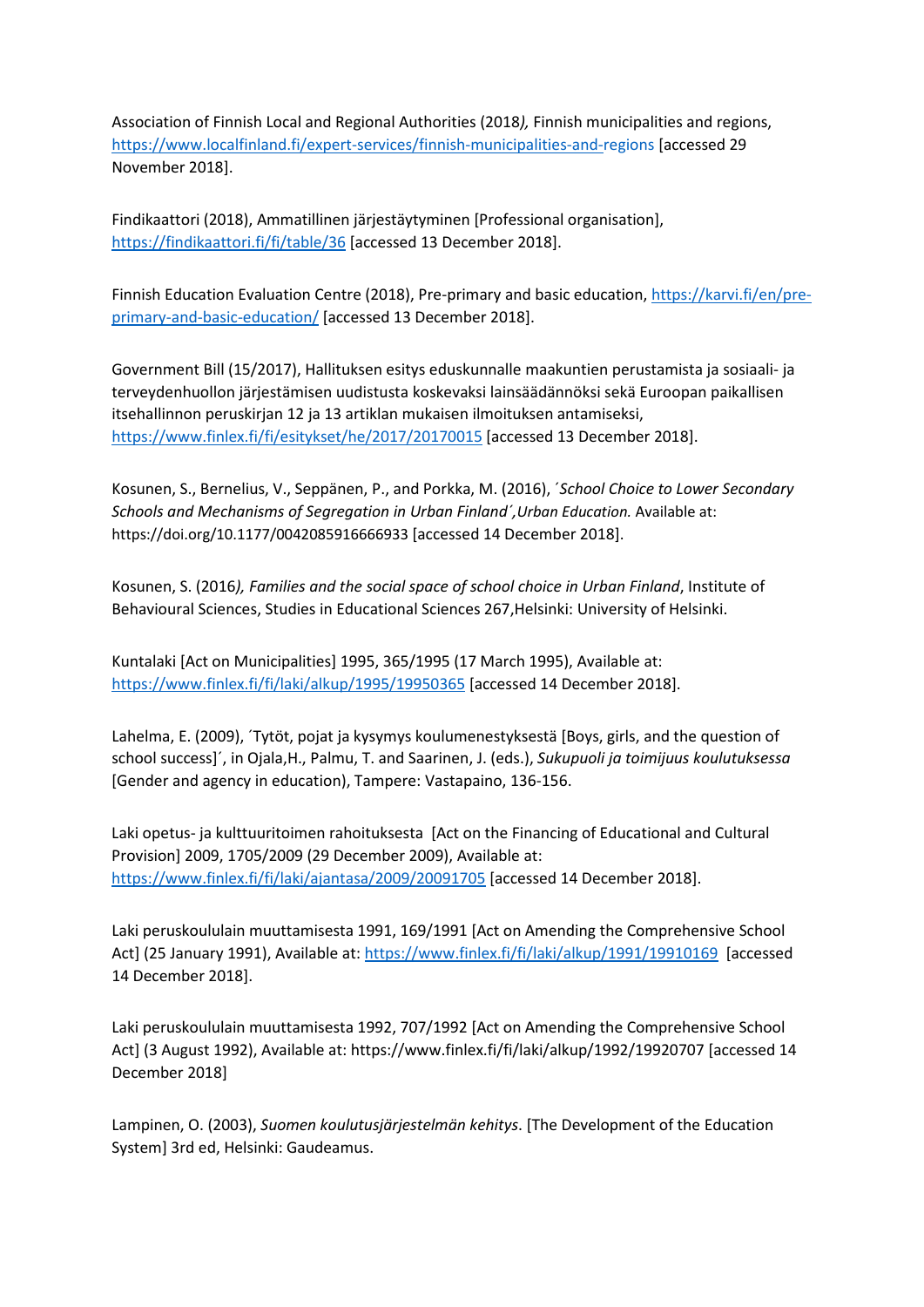Association of Finnish Local and Regional Authorities (2018*), Finnish municipalities and regions,* https://www.localfinland.fi/expert-services/finnish-municipalities-and-regions [accessed 29 November 2018].

Findikaattori (2018), Ammatillinen järjestäytyminen [Professional organisation], https://findikaattori.fi/fi/table/36 [accessed 13 December 2018].

Finnish Education Evaluation Centre (2018), Pre-primary and basic education, https://karvi.fi/en/pre-primary-and-basic-education/ [accessed 13 December 2018].

Government Bill (15/2017), Hallituksen esitys eduskunnalle maakuntien perustamista ja sosiaali- ja terveydenhuollon järjestämisen uudistusta koskevaksi lainsäädännöksi sekä Euroopan paikallisen itsehallinnon peruskirjan 12 ja 13 artiklan mukaisen ilmoituksen antamiseksi, https://www.finlex.fi/fi/esitykset/he/2017/20170015 [accessed 13 December 2018].

Kosunen, S., Bernelius, V., Seppänen, P., and Porkka, M. (2016), *´School Choice to Lower Secondary Schools and Mechanisms of Segregation in Urban Finland´,Urban Education.* Available at: https://doi.org/10.1177/0042085916666933 [accessed 14 December 2018].

Kosunen, S. (2016*), Families and the social space of school choice in Urban Finland*, Institute of Behavioural Sciences, Studies in Educational Sciences 267,Helsinki: University of Helsinki.

Kuntalaki [Act on Municipalities] 1995, 365/1995 (17 March 1995), Available at: https://www.finlex.fi/fi/laki/alkup/1995/19950365 [accessed 14 December 2018].

Lahelma, E. (2009), ´Tytöt, pojat ja kysymys koulumenestyksestä [Boys, girls, and the question of school success]´, in Ojala,H., Palmu, T. and Saarinen, J. (eds.), *Sukupuoli ja toimijuus koulutuksessa* [Gender and agency in education), Tampere: Vastapaino, 136-156.

Laki opetus- ja kulttuuritoimen rahoituksesta [Act on the Financing of Educational and Cultural Provision] 2009, 1705/2009 (29 December 2009), Available at: https://www.finlex.fi/fi/laki/ajantasa/2009/20091705 [accessed 14 December 2018].

Laki peruskoululain muuttamisesta 1991, 169/1991 [Act on Amending the Comprehensive School Act] (25 January 1991), Available at: https://www.finlex.fi/fi/laki/alkup/1991/19910169 [accessed 14 December 2018].

Laki peruskoululain muuttamisesta 1992, 707/1992 [Act on Amending the Comprehensive School Act] (3 August 1992), Available at: https://www.finlex.fi/fi/laki/alkup/1992/19920707 [accessed 14 December 2018]

Lampinen, O. (2003), *Suomen koulutusjärjestelmän kehitys*. [The Development of the Education System] 3rd ed, Helsinki: Gaudeamus.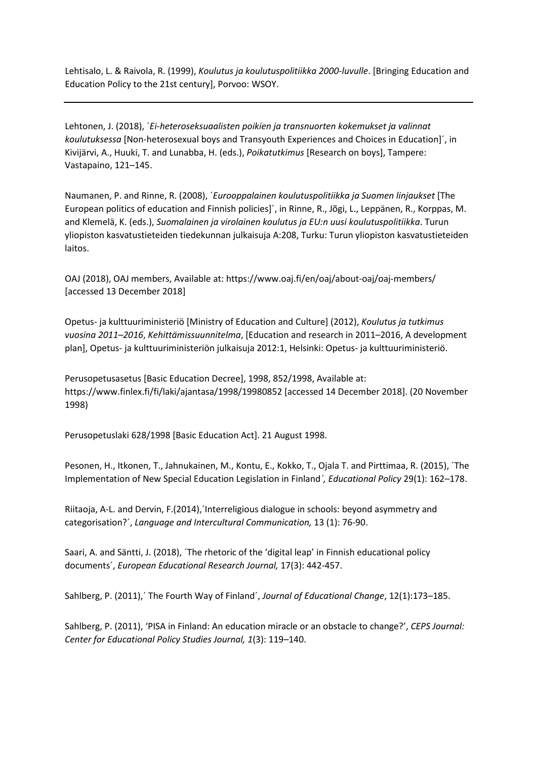Lehtisalo, L. & Raivola, R. (1999), *Koulutus ja koulutuspolitiikka 2000-luvulle*. [Bringing Education and Education Policy to the 21st century], Porvoo: WSOY.

---

Lehtonen, J. (2018), ´*Ei-heteroseksuaalisten poikien ja transnuorten kokemukset ja valinnat koulutuksessa* [Non-heterosexual boys and Transyouth Experiences and Choices in Education]´, in Kivijärvi, A., Huuki, T. and Lunabba, H. (eds.), *Poikatutkimus* [Research on boys], Tampere: Vastapaino, 121–145.

Naumanen, P. and Rinne, R. (2008), ´*Eurooppalainen koulutuspolitiikka ja Suomen linjaukset* [The European politics of education and Finnish policies]´, in Rinne, R., Jõgi, L., Leppänen, R., Korppas, M. and Klemelä, K. (eds.), *Suomalainen ja virolainen koulutus ja EU:n uusi koulutuspolitiikka*. Turun yliopiston kasvatustieteiden tiedekunnan julkaisuja A:208, Turku: Turun yliopiston kasvatustieteiden laitos.

OAJ (2018), OAJ members, Available at: https://www.oaj.fi/en/oaj/about-oaj/oaj-members/ [accessed 13 December 2018]

Opetus- ja kulttuuriministeriö [Ministry of Education and Culture] (2012), *Koulutus ja tutkimus vuosina 2011–2016*, *Kehittämissuunnitelma*, [Education and research in 2011–2016, A development plan], Opetus- ja kulttuuriministeriön julkaisuja 2012:1, Helsinki: Opetus- ja kulttuuriministeriö.

Perusopetusasetus [Basic Education Decree], 1998, 852/1998, Available at: https://www.finlex.fi/fi/laki/ajantasa/1998/19980852 [accessed 14 December 2018]. (20 November 1998)

Perusopetuslaki 628/1998 [Basic Education Act]. 21 August 1998.

Pesonen, H., Itkonen, T., Jahnukainen, M., Kontu, E., Kokko, T., Ojala T. and Pirttimaa, R. (2015), ´The Implementation of New Special Education Legislation in Finland*´, Educational Policy* 29(1): 162–178.

Riitaoja, A-L. and Dervin, F.(2014),´Interreligious dialogue in schools: beyond asymmetry and categorisation?´, *Language and Intercultural Communication,* 13 (1): 76-90.

Saari, A. and Säntti, J. (2018), ´The rhetoric of the 'digital leap' in Finnish educational policy documents´, *European Educational Research Journal,* 17(3): 442-457.

Sahlberg, P. (2011),´ The Fourth Way of Finland´, *Journal of Educational Change*, 12(1):173–185.

Sahlberg, P. (2011), 'PISA in Finland: An education miracle or an obstacle to change?', *CEPS Journal: Center for Educational Policy Studies Journal, 1*(3): 119–140.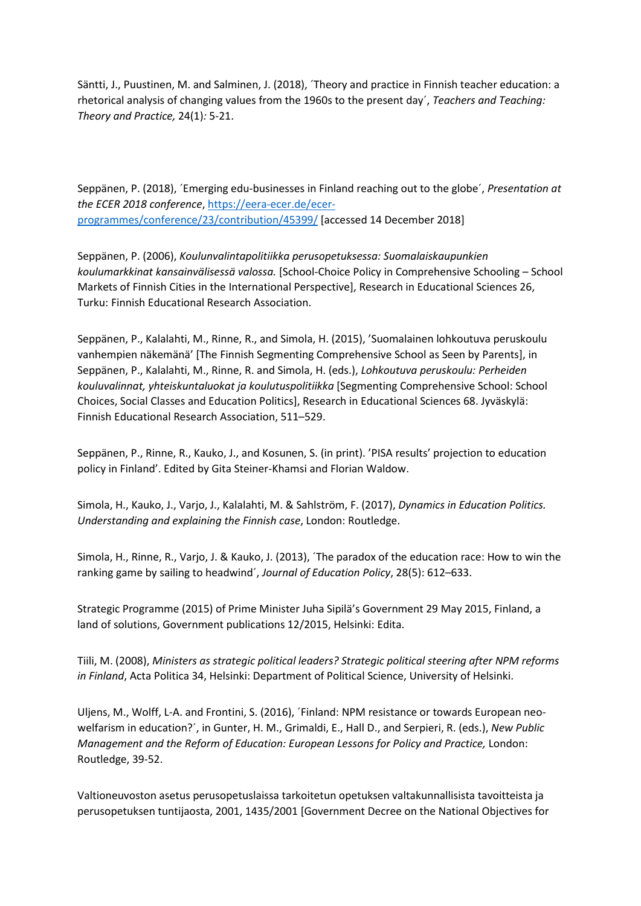Säntti, J., Puustinen, M. and Salminen, J. (2018), ´Theory and practice in Finnish teacher education: a rhetorical analysis of changing values from the 1960s to the present day´, *Teachers and Teaching: Theory and Practice,* 24(1): 5-21.

Seppänen, P. (2018), ´Emerging edu-businesses in Finland reaching out to the globe´, *Presentation at the ECER 2018 conference*, https://eera-ecer.de/ecer-programmes/conference/23/contribution/45399/ [accessed 14 December 2018]

Seppänen, P. (2006), *Koulunvalintapolitiikka perusopetuksessa: Suomalaiskaupunkien koulumarkkinat kansainvälisessä valossa.* [School-Choice Policy in Comprehensive Schooling – School Markets of Finnish Cities in the International Perspective], Research in Educational Sciences 26, Turku: Finnish Educational Research Association.

Seppänen, P., Kalalahti, M., Rinne, R., and Simola, H. (2015), 'Suomalainen lohkoutuva peruskoulu vanhempien näkemänä' [The Finnish Segmenting Comprehensive School as Seen by Parents], in Seppänen, P., Kalalahti, M., Rinne, R. and Simola, H. (eds.), *Lohkoutuva peruskoulu: Perheiden kouluvalinnat, yhteiskuntaluokat ja koulutuspolitiikka* [Segmenting Comprehensive School: School Choices, Social Classes and Education Politics], Research in Educational Sciences 68. Jyväskylä: Finnish Educational Research Association, 511–529.

Seppänen, P., Rinne, R., Kauko, J., and Kosunen, S. (in print). 'PISA results' projection to education policy in Finland'. Edited by Gita Steiner-Khamsi and Florian Waldow.

Simola, H., Kauko, J., Varjo, J., Kalalahti, M. & Sahlström, F. (2017), *Dynamics in Education Politics. Understanding and explaining the Finnish case*, London: Routledge.

Simola, H., Rinne, R., Varjo, J. & Kauko, J. (2013), ´The paradox of the education race: How to win the ranking game by sailing to headwind´, *Journal of Education Policy*, 28(5): 612–633.

Strategic Programme (2015) of Prime Minister Juha Sipilä's Government 29 May 2015, Finland, a land of solutions, Government publications 12/2015, Helsinki: Edita.

Tiili, M. (2008), *Ministers as strategic political leaders? Strategic political steering after NPM reforms in Finland*, Acta Politica 34, Helsinki: Department of Political Science, University of Helsinki.

Uljens, M., Wolff, L-A. and Frontini, S. (2016), ´Finland: NPM resistance or towards European neo-welfarism in education?´, in Gunter, H. M., Grimaldi, E., Hall D., and Serpieri, R. (eds.), *New Public Management and the Reform of Education: European Lessons for Policy and Practice,* London: Routledge, 39-52.

Valtioneuvoston asetus perusopetuslaissa tarkoitetun opetuksen valtakunnallisista tavoitteista ja perusopetuksen tuntijaosta, 2001, 1435/2001 [Government Decree on the National Objectives for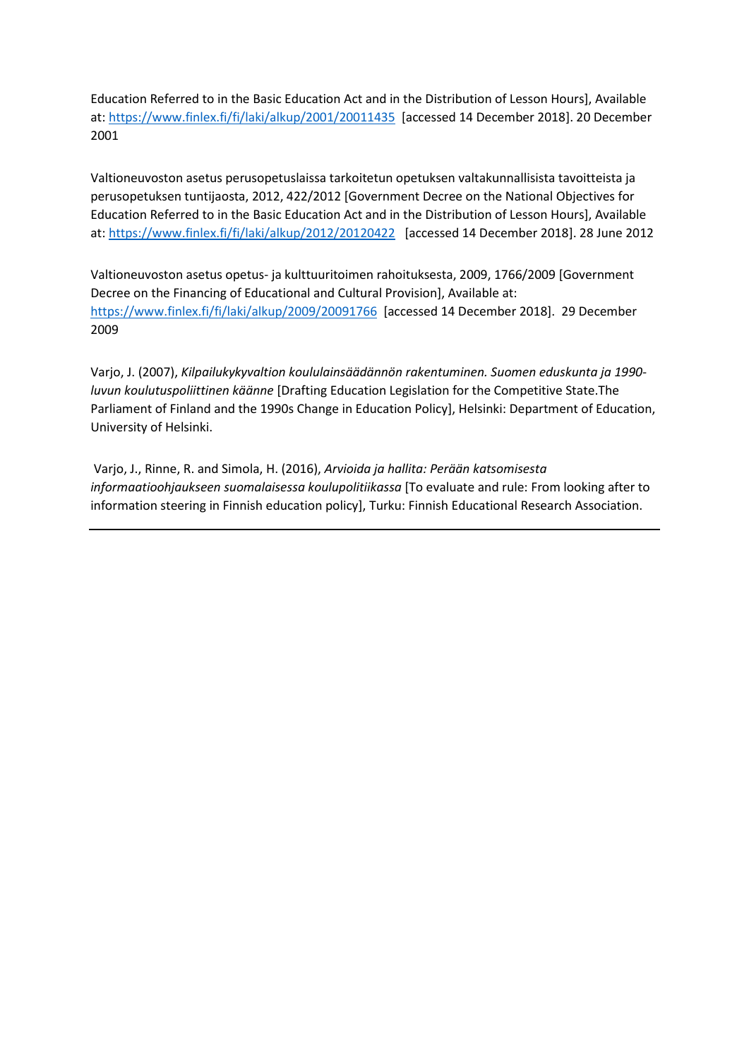Education Referred to in the Basic Education Act and in the Distribution of Lesson Hours], Available at: https://www.finlex.fi/fi/laki/alkup/2001/20011435 [accessed 14 December 2018]. 20 December 2001

Valtioneuvoston asetus perusopetuslaissa tarkoitetun opetuksen valtakunnallisista tavoitteista ja perusopetuksen tuntijaosta, 2012, 422/2012 [Government Decree on the National Objectives for Education Referred to in the Basic Education Act and in the Distribution of Lesson Hours], Available at: https://www.finlex.fi/fi/laki/alkup/2012/20120422 [accessed 14 December 2018]. 28 June 2012

Valtioneuvoston asetus opetus- ja kulttuuritoimen rahoituksesta, 2009, 1766/2009 [Government Decree on the Financing of Educational and Cultural Provision], Available at: https://www.finlex.fi/fi/laki/alkup/2009/20091766 [accessed 14 December 2018]. 29 December 2009

Varjo, J. (2007), *Kilpailukykyvaltion koululainsäädännön rakentuminen. Suomen eduskunta ja 1990-luvun koulutuspoliittinen käänne* [Drafting Education Legislation for the Competitive State.The Parliament of Finland and the 1990s Change in Education Policy], Helsinki: Department of Education, University of Helsinki.

Varjo, J., Rinne, R. and Simola, H. (2016), *Arvioida ja hallita: Perään katsomisesta informaatioohjaukseen suomalaisessa koulupolitiikassa* [To evaluate and rule: From looking after to information steering in Finnish education policy], Turku: Finnish Educational Research Association.

---